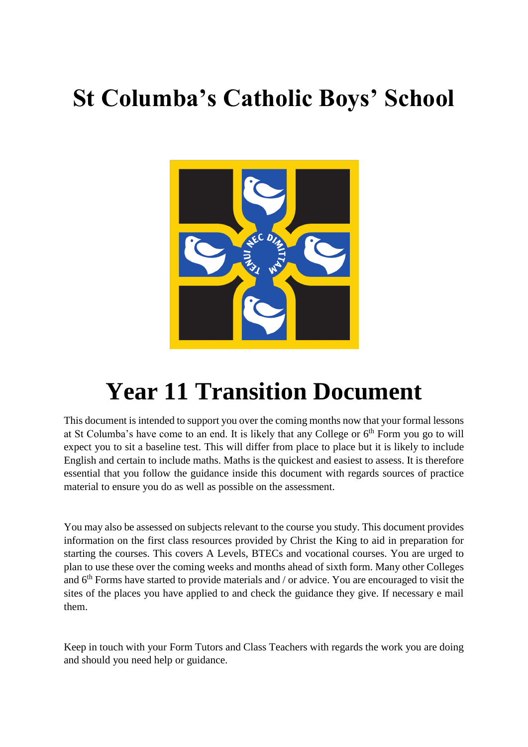# St Columba's Catholic Boys' School

# Year 11 Transition Document

This document is intended to support you over the coming months now that your formal lessons at St Columba's have come to an end. It is likely that any College or 6th Form you go to will expect you to sit a baseline test. This will differ from place to place but it is likely to include English and certain to include maths. Maths is the quickest and easiest to assess. It is therefore essential that you follow the guidance inside this document with regards sources of practice material to ensure you do as well as possible on the assessment.

You may also be assessed on subjects relevant to the course you study. This document provides information on the first class resources provided by Christ the King to aid in preparation for starting the courses. This covers A Levels, BTECs and vocational courses. You are urged to plan to use these over the coming weeks and months ahead of sixth form. Many other Colleges and 6th Forms have started to provide materials and / or advice. You are encouraged to visit the sites of the places you have applied to and check the guidance they give. If necessary e mail them.

Keep in touch with your Form Tutors and Class Teachers with regards the work you are doing and should you need help or guidance.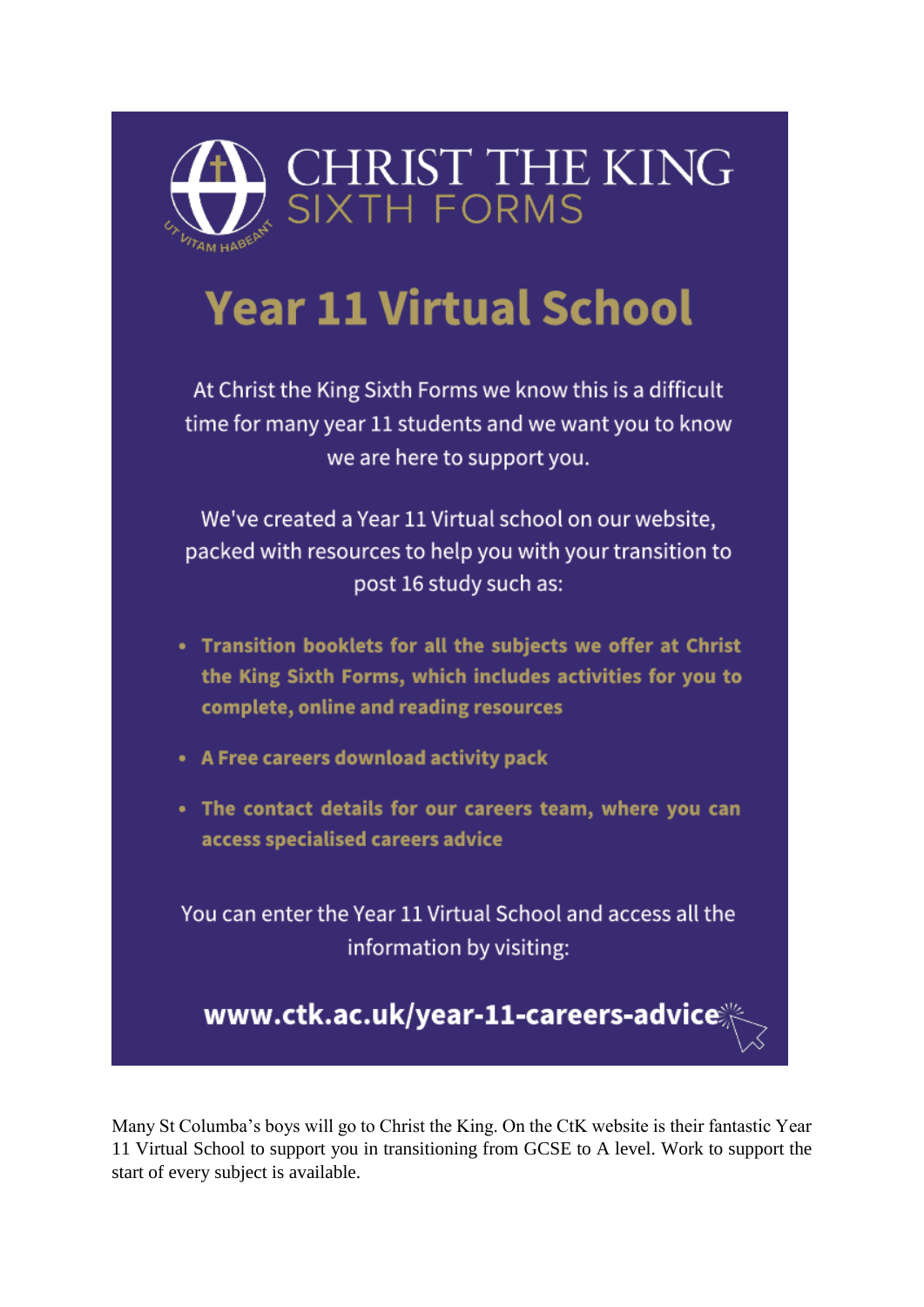# CHRIST THE KING SIXTH FORMS

UT VITAM HABEANT

## Year 11 Virtual School

At Christ the King Sixth Forms we know this is a difficult time for many year 11 students and we want you to know we are here to support you.

We've created a Year 11 Virtual school on our website, packed with resources to help you with your transition to post 16 study such as:

- **Transition booklets for all the subjects we offer at Christ the King Sixth Forms, which includes activities for you to complete, online and reading resources**
- **A Free careers download activity pack**
- **The contact details for our careers team, where you can access specialised careers advice**

You can enter the Year 11 Virtual School and access all the information by visiting:

**www.ctk.ac.uk/year-11-careers-advice**

Many St Columba's boys will go to Christ the King. On the CtK website is their fantastic Year 11 Virtual School to support you in transitioning from GCSE to A level. Work to support the start of every subject is available.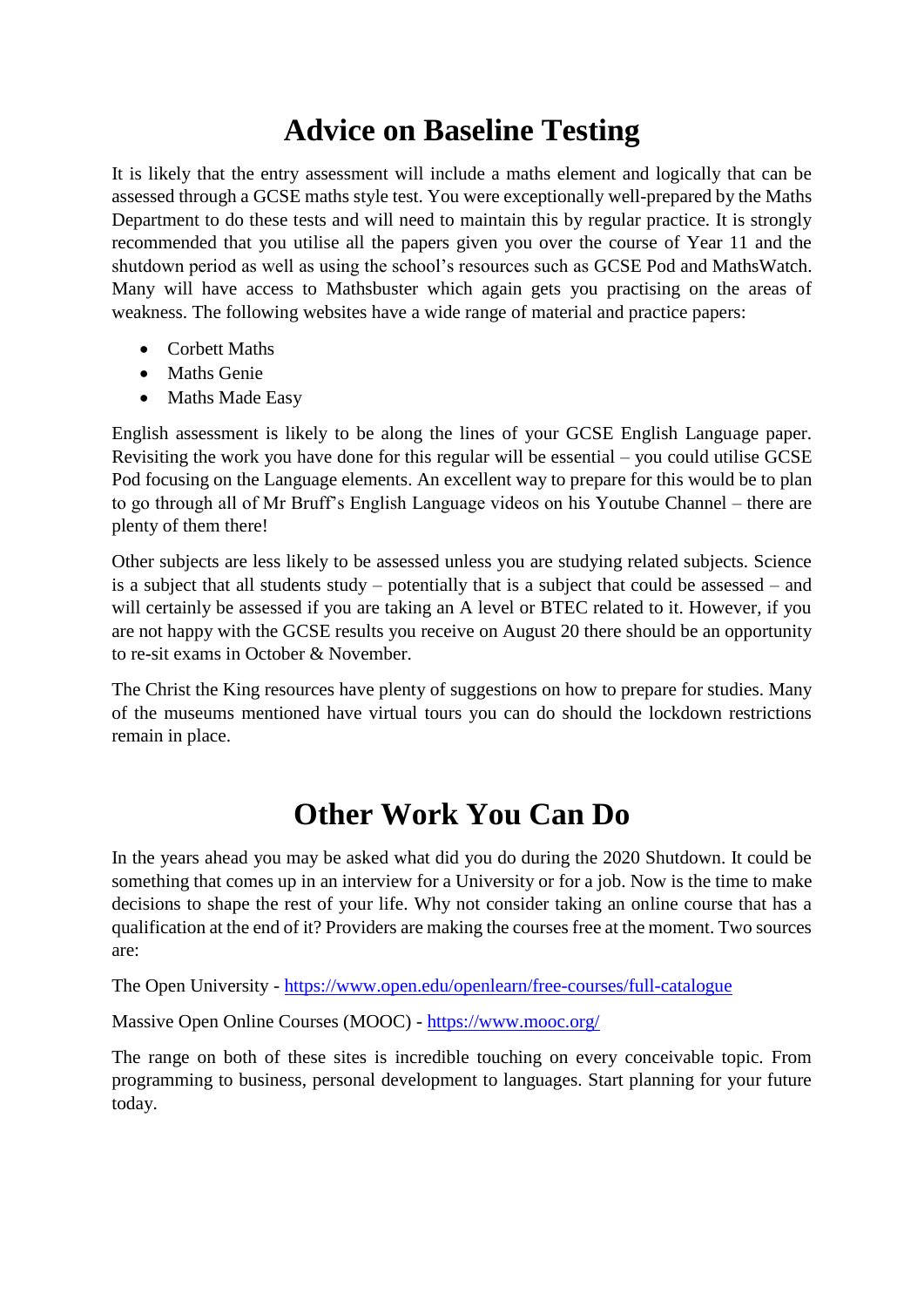# Advice on Baseline Testing

It is likely that the entry assessment will include a maths element and logically that can be assessed through a GCSE maths style test. You were exceptionally well-prepared by the Maths Department to do these tests and will need to maintain this by regular practice. It is strongly recommended that you utilise all the papers given you over the course of Year 11 and the shutdown period as well as using the school's resources such as GCSE Pod and MathsWatch. Many will have access to Mathsbuster which again gets you practising on the areas of weakness. The following websites have a wide range of material and practice papers:

- Corbett Maths
- Maths Genie
- Maths Made Easy

English assessment is likely to be along the lines of your GCSE English Language paper. Revisiting the work you have done for this regular will be essential – you could utilise GCSE Pod focusing on the Language elements. An excellent way to prepare for this would be to plan to go through all of Mr Bruff's English Language videos on his Youtube Channel – there are plenty of them there!

Other subjects are less likely to be assessed unless you are studying related subjects. Science is a subject that all students study – potentially that is a subject that could be assessed – and will certainly be assessed if you are taking an A level or BTEC related to it. However, if you are not happy with the GCSE results you receive on August 20 there should be an opportunity to re-sit exams in October & November.

The Christ the King resources have plenty of suggestions on how to prepare for studies. Many of the museums mentioned have virtual tours you can do should the lockdown restrictions remain in place.

# Other Work You Can Do

In the years ahead you may be asked what did you do during the 2020 Shutdown. It could be something that comes up in an interview for a University or for a job. Now is the time to make decisions to shape the rest of your life. Why not consider taking an online course that has a qualification at the end of it? Providers are making the courses free at the moment. Two sources are:

The Open University - https://www.open.edu/openlearn/free-courses/full-catalogue

Massive Open Online Courses (MOOC) - https://www.mooc.org/

The range on both of these sites is incredible touching on every conceivable topic. From programming to business, personal development to languages. Start planning for your future today.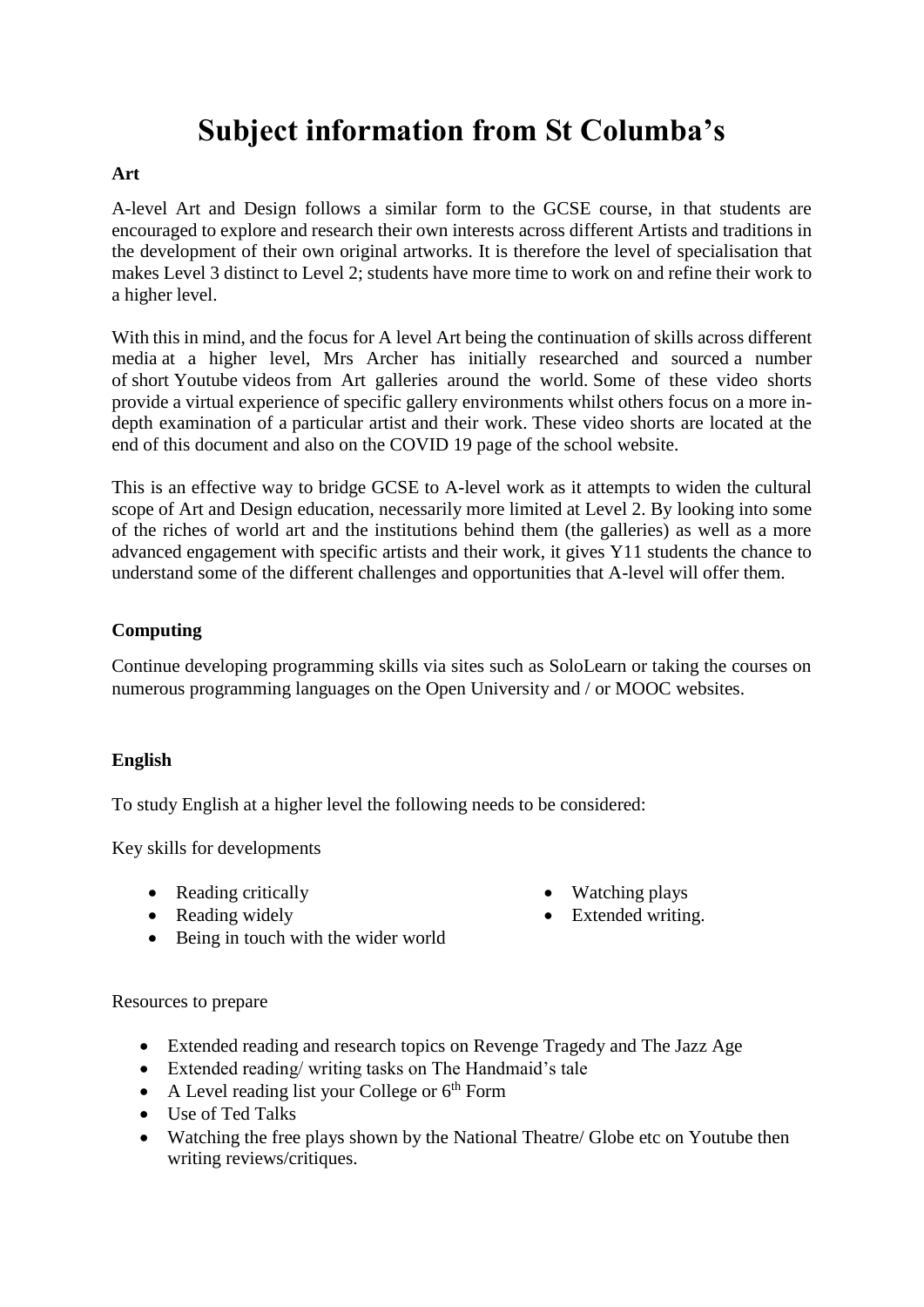# Subject information from St Columba's

**Art**

A-level Art and Design follows a similar form to the GCSE course, in that students are encouraged to explore and research their own interests across different Artists and traditions in the development of their own original artworks. It is therefore the level of specialisation that makes Level 3 distinct to Level 2; students have more time to work on and refine their work to a higher level.

With this in mind, and the focus for A level Art being the continuation of skills across different media at a higher level, Mrs Archer has initially researched and sourced a number of short Youtube videos from Art galleries around the world. Some of these video shorts provide a virtual experience of specific gallery environments whilst others focus on a more in-depth examination of a particular artist and their work. These video shorts are located at the end of this document and also on the COVID 19 page of the school website.

This is an effective way to bridge GCSE to A-level work as it attempts to widen the cultural scope of Art and Design education, necessarily more limited at Level 2. By looking into some of the riches of world art and the institutions behind them (the galleries) as well as a more advanced engagement with specific artists and their work, it gives Y11 students the chance to understand some of the different challenges and opportunities that A-level will offer them.

**Computing**

Continue developing programming skills via sites such as SoloLearn or taking the courses on numerous programming languages on the Open University and / or MOOC websites.

**English**

To study English at a higher level the following needs to be considered:

Key skills for developments

- Reading critically
- Reading widely
- Being in touch with the wider world
- Watching plays
- Extended writing.

Resources to prepare

- Extended reading and research topics on Revenge Tragedy and The Jazz Age
- Extended reading/ writing tasks on The Handmaid's tale
- A Level reading list your College or 6th Form
- Use of Ted Talks
- Watching the free plays shown by the National Theatre/ Globe etc on Youtube then writing reviews/critiques.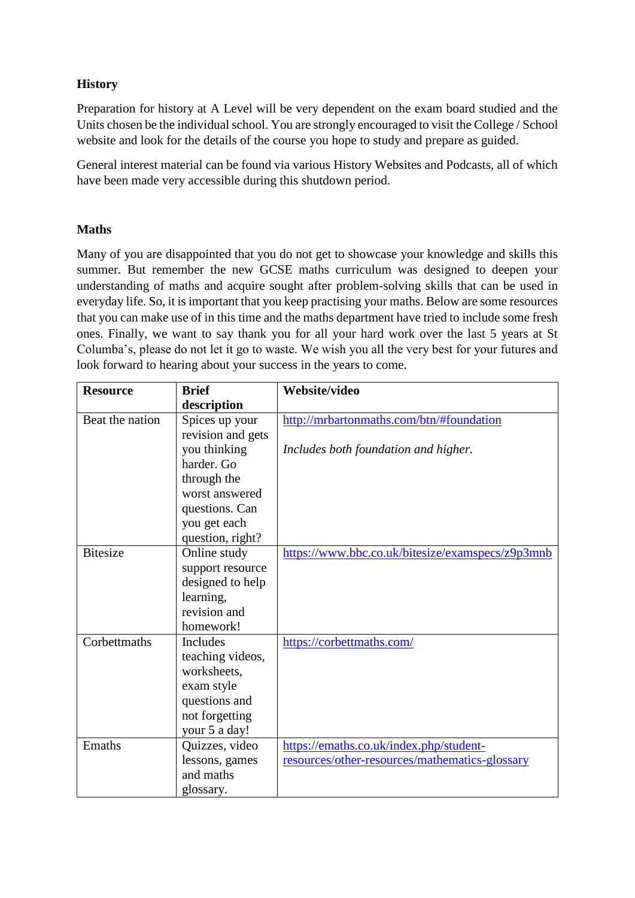**History**

Preparation for history at A Level will be very dependent on the exam board studied and the Units chosen be the individual school. You are strongly encouraged to visit the College / School website and look for the details of the course you hope to study and prepare as guided.

General interest material can be found via various History Websites and Podcasts, all of which have been made very accessible during this shutdown period.

**Maths**

Many of you are disappointed that you do not get to showcase your knowledge and skills this summer. But remember the new GCSE maths curriculum was designed to deepen your understanding of maths and acquire sought after problem-solving skills that can be used in everyday life. So, it is important that you keep practising your maths. Below are some resources that you can make use of in this time and the maths department have tried to include some fresh ones. Finally, we want to say thank you for all your hard work over the last 5 years at St Columba's, please do not let it go to waste. We wish you all the very best for your futures and look forward to hearing about your success in the years to come.

| **Resource** | **Brief description** | **Website/video** |
|---|---|---|
| Beat the nation | Spices up your revision and gets you thinking harder. Go through the worst answered questions. Can you get each question, right? | http://mrbartonmaths.com/btn/#foundation<br><br>*Includes both foundation and higher.* |
| Bitesize | Online study support resource designed to help learning, revision and homework! | https://www.bbc.co.uk/bitesize/examspecs/z9p3mnb |
| Corbettmaths | Includes teaching videos, worksheets, exam style questions and not forgetting your 5 a day! | https://corbettmaths.com/ |
| Emaths | Quizzes, video lessons, games and maths glossary. | https://emaths.co.uk/index.php/student-resources/other-resources/mathematics-glossary |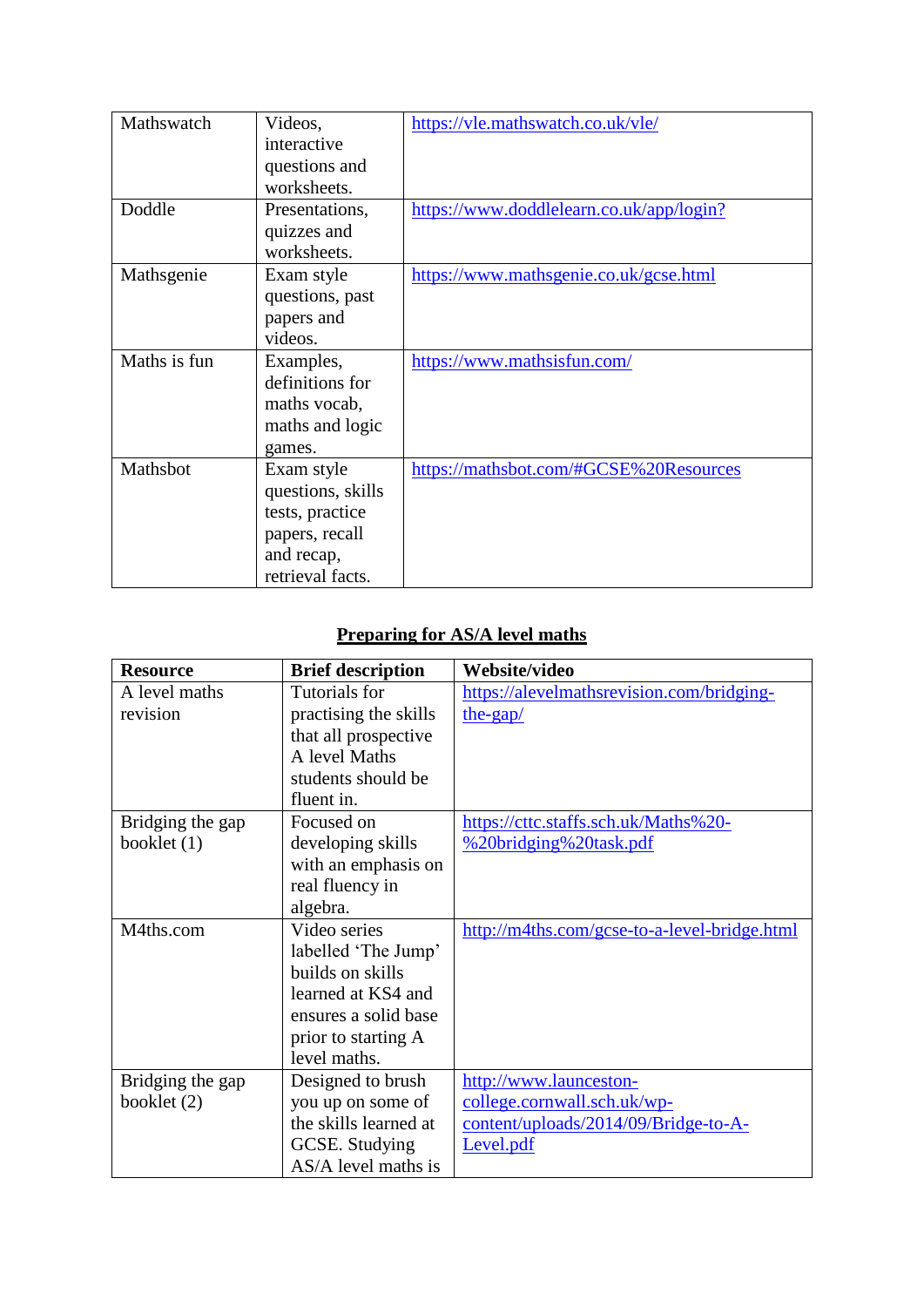| | | |
|---|---|---|
| Mathswatch | Videos, interactive questions and worksheets. | https://vle.mathswatch.co.uk/vle/ |
| Doddle | Presentations, quizzes and worksheets. | https://www.doddlelearn.co.uk/app/login? |
| Mathsgenie | Exam style questions, past papers and videos. | https://www.mathsgenie.co.uk/gcse.html |
| Maths is fun | Examples, definitions for maths vocab, maths and logic games. | https://www.mathsisfun.com/ |
| Mathsbot | Exam style questions, skills tests, practice papers, recall and recap, retrieval facts. | https://mathsbot.com/#GCSE%20Resources |

## Preparing for AS/A level maths

| Resource | Brief description | Website/video |
|---|---|---|
| A level maths revision | Tutorials for practising the skills that all prospective A level Maths students should be fluent in. | https://alevelmathsrevision.com/bridging-the-gap/ |
| Bridging the gap booklet (1) | Focused on developing skills with an emphasis on real fluency in algebra. | https://cttc.staffs.sch.uk/Maths%20-%20bridging%20task.pdf |
| M4ths.com | Video series labelled 'The Jump' builds on skills learned at KS4 and ensures a solid base prior to starting A level maths. | http://m4ths.com/gcse-to-a-level-bridge.html |
| Bridging the gap booklet (2) | Designed to brush you up on some of the skills learned at GCSE. Studying AS/A level maths is | http://www.launceston-college.cornwall.sch.uk/wp-content/uploads/2014/09/Bridge-to-A-Level.pdf |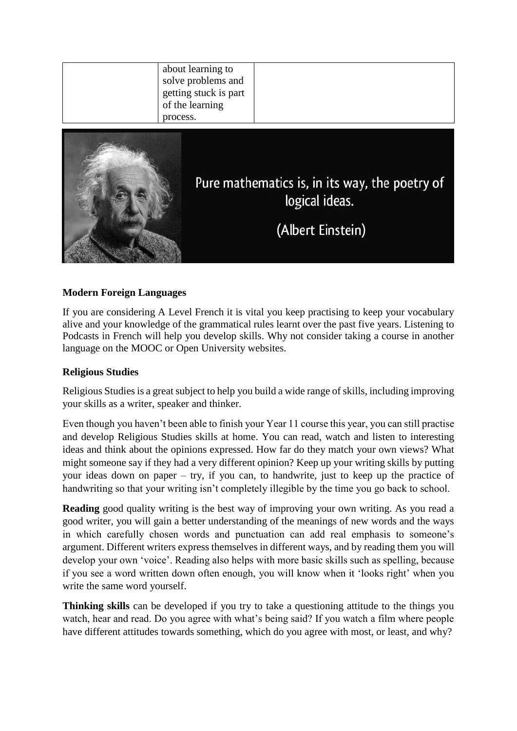| | | |
|---|---|---|
| | about learning to solve problems and getting stuck is part of the learning process. | |

Pure mathematics is, in its way, the poetry of logical ideas.

(Albert Einstein)

**Modern Foreign Languages**

If you are considering A Level French it is vital you keep practising to keep your vocabulary alive and your knowledge of the grammatical rules learnt over the past five years. Listening to Podcasts in French will help you develop skills. Why not consider taking a course in another language on the MOOC or Open University websites.

**Religious Studies**

Religious Studies is a great subject to help you build a wide range of skills, including improving your skills as a writer, speaker and thinker.

Even though you haven't been able to finish your Year 11 course this year, you can still practise and develop Religious Studies skills at home. You can read, watch and listen to interesting ideas and think about the opinions expressed. How far do they match your own views? What might someone say if they had a very different opinion? Keep up your writing skills by putting your ideas down on paper – try, if you can, to handwrite, just to keep up the practice of handwriting so that your writing isn't completely illegible by the time you go back to school.

**Reading** good quality writing is the best way of improving your own writing. As you read a good writer, you will gain a better understanding of the meanings of new words and the ways in which carefully chosen words and punctuation can add real emphasis to someone's argument. Different writers express themselves in different ways, and by reading them you will develop your own 'voice'. Reading also helps with more basic skills such as spelling, because if you see a word written down often enough, you will know when it 'looks right' when you write the same word yourself.

**Thinking skills** can be developed if you try to take a questioning attitude to the things you watch, hear and read. Do you agree with what's being said? If you watch a film where people have different attitudes towards something, which do you agree with most, or least, and why?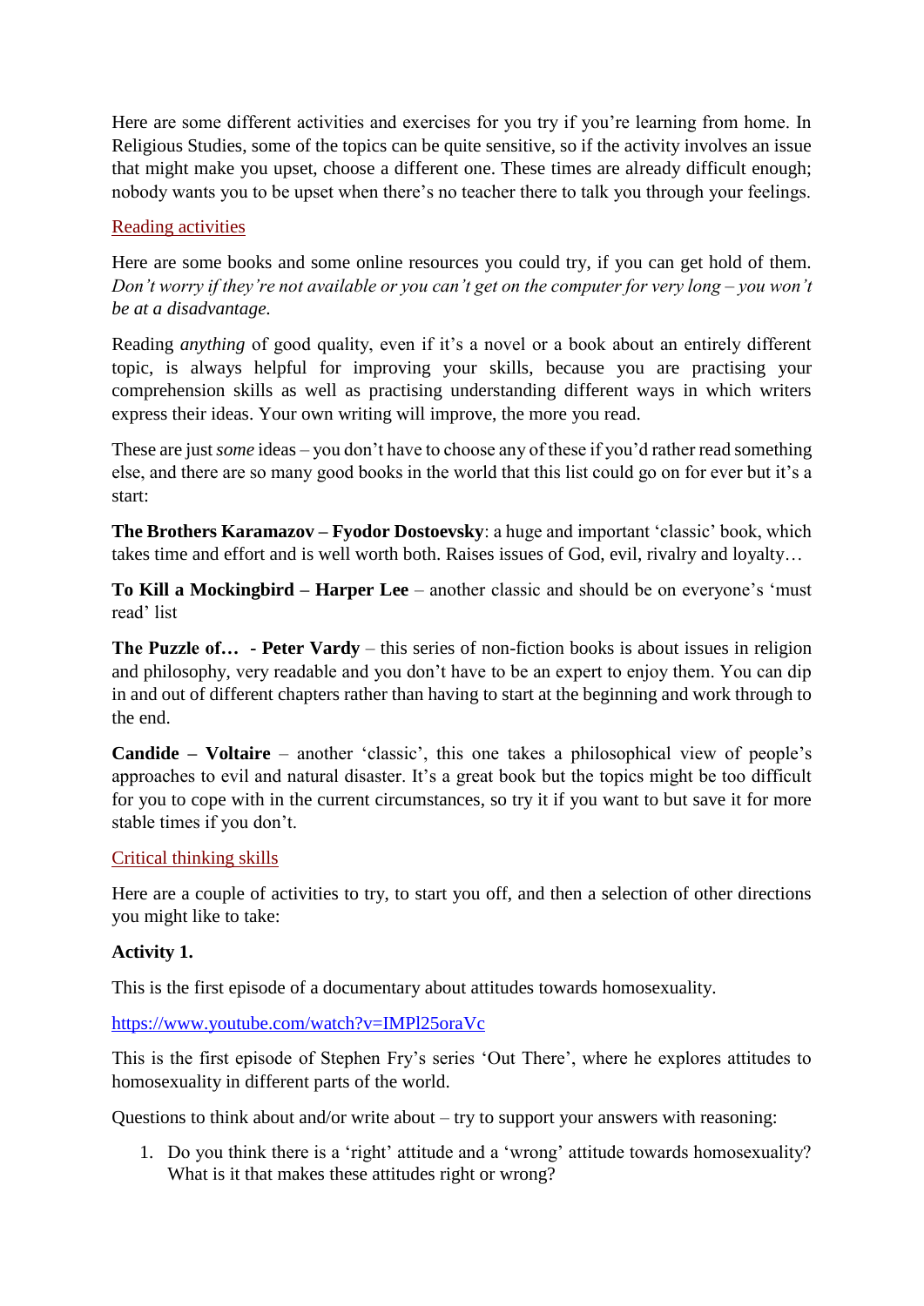Here are some different activities and exercises for you try if you're learning from home. In Religious Studies, some of the topics can be quite sensitive, so if the activity involves an issue that might make you upset, choose a different one. These times are already difficult enough; nobody wants you to be upset when there's no teacher there to talk you through your feelings.

## Reading activities

Here are some books and some online resources you could try, if you can get hold of them. *Don't worry if they're not available or you can't get on the computer for very long – you won't be at a disadvantage.*

Reading *anything* of good quality, even if it's a novel or a book about an entirely different topic, is always helpful for improving your skills, because you are practising your comprehension skills as well as practising understanding different ways in which writers express their ideas. Your own writing will improve, the more you read.

These are just *some* ideas – you don't have to choose any of these if you'd rather read something else, and there are so many good books in the world that this list could go on for ever but it's a start:

**The Brothers Karamazov – Fyodor Dostoevsky**: a huge and important 'classic' book, which takes time and effort and is well worth both. Raises issues of God, evil, rivalry and loyalty…

**To Kill a Mockingbird – Harper Lee** – another classic and should be on everyone's 'must read' list

**The Puzzle of… - Peter Vardy** – this series of non-fiction books is about issues in religion and philosophy, very readable and you don't have to be an expert to enjoy them. You can dip in and out of different chapters rather than having to start at the beginning and work through to the end.

**Candide – Voltaire** – another 'classic', this one takes a philosophical view of people's approaches to evil and natural disaster. It's a great book but the topics might be too difficult for you to cope with in the current circumstances, so try it if you want to but save it for more stable times if you don't.

## Critical thinking skills

Here are a couple of activities to try, to start you off, and then a selection of other directions you might like to take:

**Activity 1.**

This is the first episode of a documentary about attitudes towards homosexuality.

https://www.youtube.com/watch?v=IMPl25oraVc

This is the first episode of Stephen Fry's series 'Out There', where he explores attitudes to homosexuality in different parts of the world.

Questions to think about and/or write about – try to support your answers with reasoning:

1. Do you think there is a 'right' attitude and a 'wrong' attitude towards homosexuality? What is it that makes these attitudes right or wrong?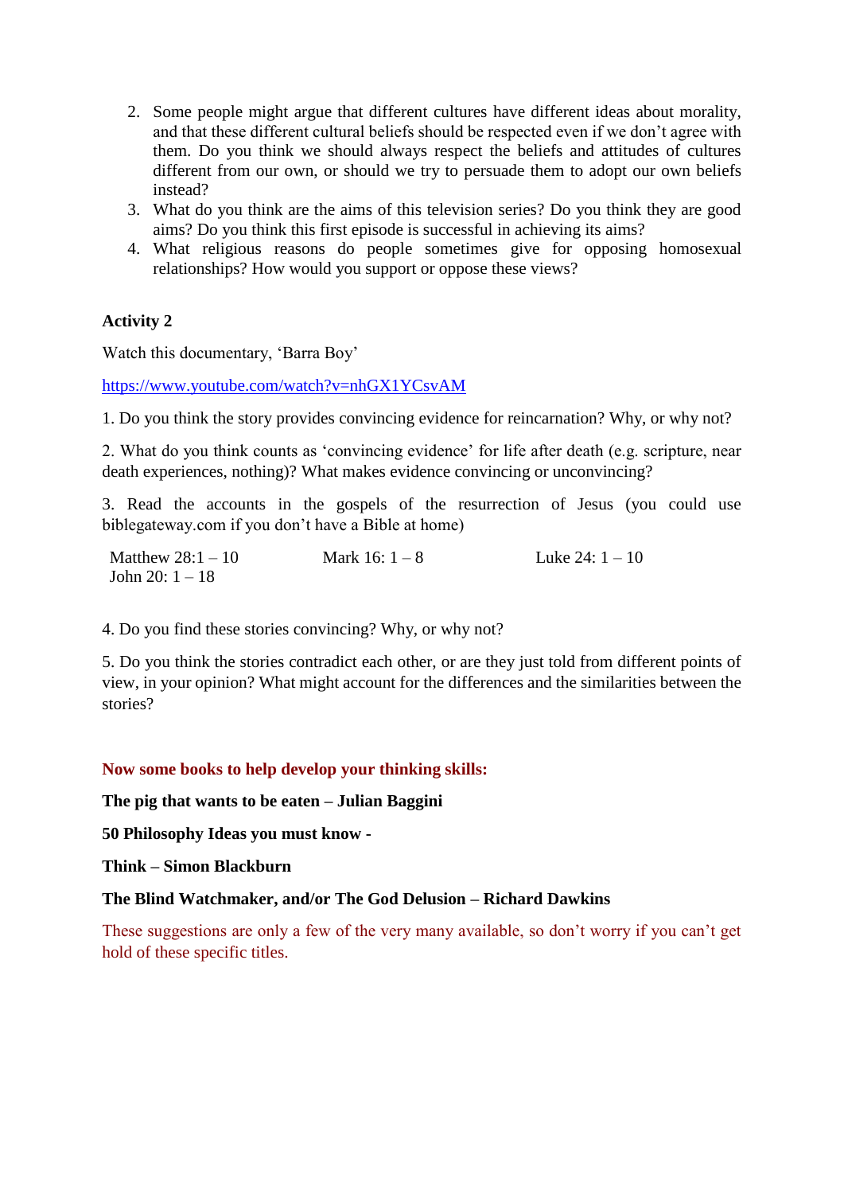2. Some people might argue that different cultures have different ideas about morality, and that these different cultural beliefs should be respected even if we don't agree with them. Do you think we should always respect the beliefs and attitudes of cultures different from our own, or should we try to persuade them to adopt our own beliefs instead?
3. What do you think are the aims of this television series? Do you think they are good aims? Do you think this first episode is successful in achieving its aims?
4. What religious reasons do people sometimes give for opposing homosexual relationships? How would you support or oppose these views?

**Activity 2**

Watch this documentary, 'Barra Boy'

https://www.youtube.com/watch?v=nhGX1YCsvAM

1. Do you think the story provides convincing evidence for reincarnation? Why, or why not?

2. What do you think counts as 'convincing evidence' for life after death (e.g. scripture, near death experiences, nothing)? What makes evidence convincing or unconvincing?

3. Read the accounts in the gospels of the resurrection of Jesus (you could use biblegateway.com if you don't have a Bible at home)

Matthew 28:1 – 10 Mark 16: 1 – 8 Luke 24: 1 – 10
John 20: 1 – 18

4. Do you find these stories convincing? Why, or why not?

5. Do you think the stories contradict each other, or are they just told from different points of view, in your opinion? What might account for the differences and the similarities between the stories?

**Now some books to help develop your thinking skills:**

**The pig that wants to be eaten – Julian Baggini**

**50 Philosophy Ideas you must know -**

**Think – Simon Blackburn**

**The Blind Watchmaker, and/or The God Delusion – Richard Dawkins**

These suggestions are only a few of the very many available, so don't worry if you can't get hold of these specific titles.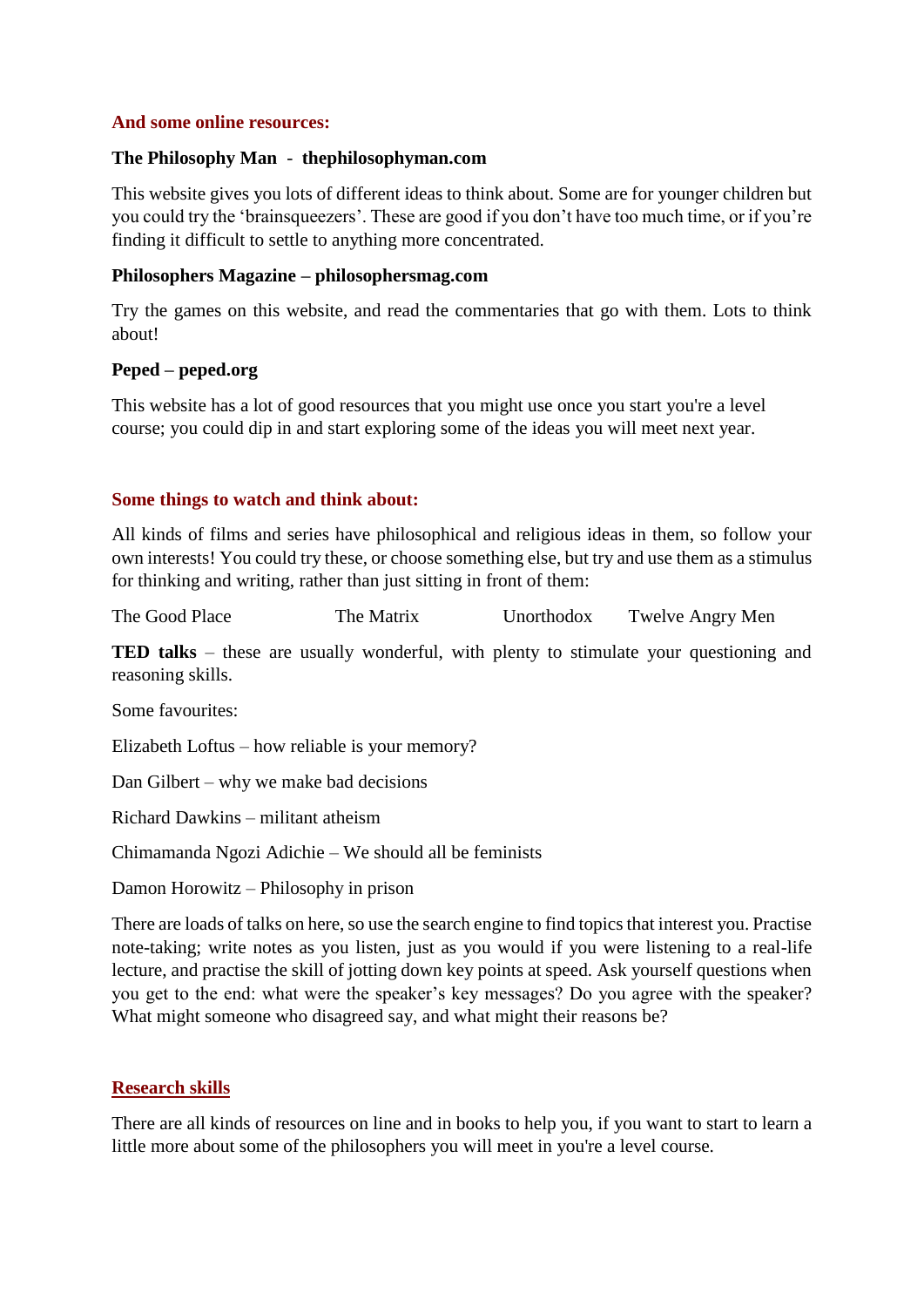### And some online resources:

**The Philosophy Man - thephilosophyman.com**

This website gives you lots of different ideas to think about. Some are for younger children but you could try the 'brainsqueezers'. These are good if you don't have too much time, or if you're finding it difficult to settle to anything more concentrated.

**Philosophers Magazine – philosophersmag.com**

Try the games on this website, and read the commentaries that go with them. Lots to think about!

**Peped – peped.org**

This website has a lot of good resources that you might use once you start you're a level course; you could dip in and start exploring some of the ideas you will meet next year.

### Some things to watch and think about:

All kinds of films and series have philosophical and religious ideas in them, so follow your own interests! You could try these, or choose something else, but try and use them as a stimulus for thinking and writing, rather than just sitting in front of them:

The Good Place    The Matrix    Unorthodox    Twelve Angry Men

**TED talks** – these are usually wonderful, with plenty to stimulate your questioning and reasoning skills.

Some favourites:

Elizabeth Loftus – how reliable is your memory?

Dan Gilbert – why we make bad decisions

Richard Dawkins – militant atheism

Chimamanda Ngozi Adichie – We should all be feminists

Damon Horowitz – Philosophy in prison

There are loads of talks on here, so use the search engine to find topics that interest you. Practise note-taking; write notes as you listen, just as you would if you were listening to a real-life lecture, and practise the skill of jotting down key points at speed. Ask yourself questions when you get to the end: what were the speaker's key messages? Do you agree with the speaker? What might someone who disagreed say, and what might their reasons be?

### Research skills

There are all kinds of resources on line and in books to help you, if you want to start to learn a little more about some of the philosophers you will meet in you're a level course.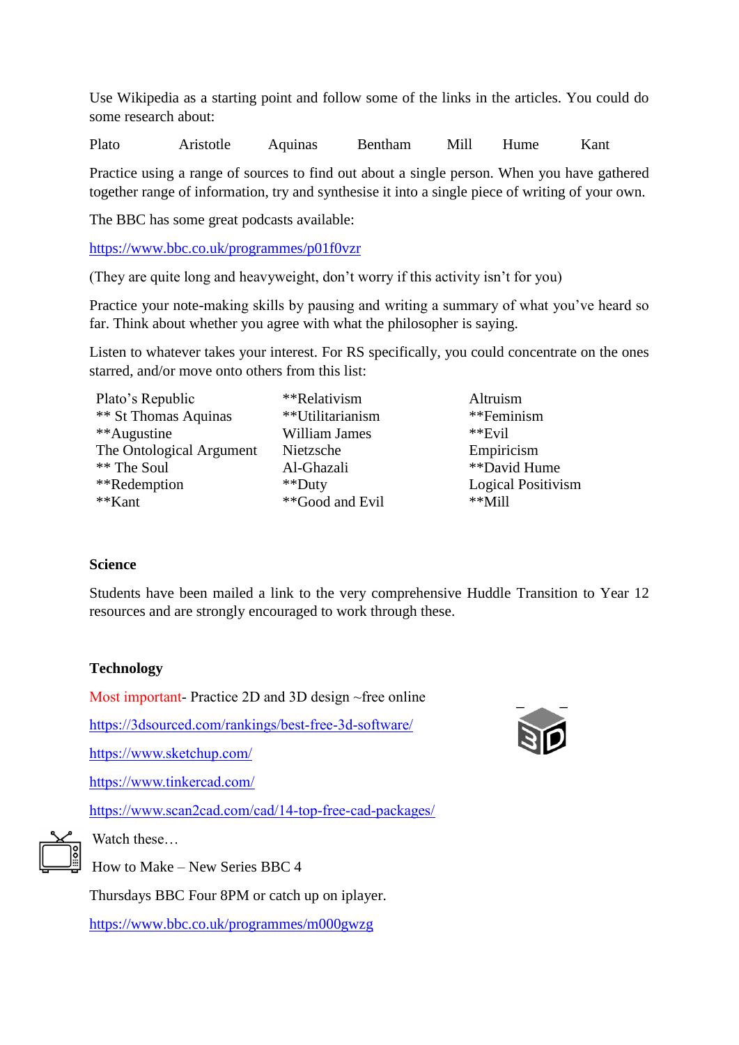Use Wikipedia as a starting point and follow some of the links in the articles. You could do some research about:

Plato Aristotle Aquinas Bentham Mill Hume Kant

Practice using a range of sources to find out about a single person. When you have gathered together range of information, try and synthesise it into a single piece of writing of your own.

The BBC has some great podcasts available:

https://www.bbc.co.uk/programmes/p01f0vzr

(They are quite long and heavyweight, don't worry if this activity isn't for you)

Practice your note-making skills by pausing and writing a summary of what you've heard so far. Think about whether you agree with what the philosopher is saying.

Listen to whatever takes your interest. For RS specifically, you could concentrate on the ones starred, and/or move onto others from this list:

| | | |
|---|---|---|
| Plato's Republic | **Relativism | Altruism |
| ** St Thomas Aquinas | **Utilitarianism | **Feminism |
| **Augustine | William James | **Evil |
| The Ontological Argument | Nietzsche | Empiricism |
| ** The Soul | Al-Ghazali | **David Hume |
| **Redemption | **Duty | Logical Positivism |
| **Kant | **Good and Evil | **Mill |

## Science

Students have been mailed a link to the very comprehensive Huddle Transition to Year 12 resources and are strongly encouraged to work through these.

## Technology

Most important- Practice 2D and 3D design ~free online

https://3dsourced.com/rankings/best-free-3d-software/

https://www.sketchup.com/

https://www.tinkercad.com/

https://www.scan2cad.com/cad/14-top-free-cad-packages/

Watch these…

How to Make – New Series BBC 4

Thursdays BBC Four 8PM or catch up on iplayer.

https://www.bbc.co.uk/programmes/m000gwzg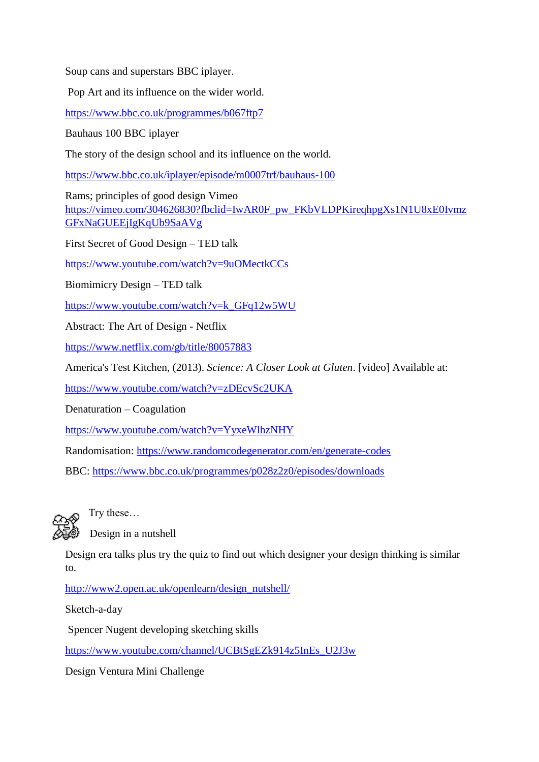Soup cans and superstars BBC iplayer.

Pop Art and its influence on the wider world.

https://www.bbc.co.uk/programmes/b067ftp7

Bauhaus 100 BBC iplayer

The story of the design school and its influence on the world.

https://www.bbc.co.uk/iplayer/episode/m0007trf/bauhaus-100

Rams; principles of good design Vimeo
https://vimeo.com/304626830?fbclid=IwAR0F_pw_FKbVLDPKireqhpgXs1N1U8xE0IvmzGFxNaGUEEjIgKqUb9SaAVg

First Secret of Good Design – TED talk

https://www.youtube.com/watch?v=9uOMectkCCs

Biomimicry Design – TED talk

https://www.youtube.com/watch?v=k_GFq12w5WU

Abstract: The Art of Design - Netflix

https://www.netflix.com/gb/title/80057883

America's Test Kitchen, (2013). *Science: A Closer Look at Gluten*. [video] Available at:

https://www.youtube.com/watch?v=zDEcvSc2UKA

Denaturation – Coagulation

https://www.youtube.com/watch?v=YyxeWlhzNHY

Randomisation: https://www.randomcodegenerator.com/en/generate-codes

BBC: https://www.bbc.co.uk/programmes/p028z2z0/episodes/downloads

Try these…

Design in a nutshell

Design era talks plus try the quiz to find out which designer your design thinking is similar to.

http://www2.open.ac.uk/openlearn/design_nutshell/

Sketch-a-day

Spencer Nugent developing sketching skills

https://www.youtube.com/channel/UCBtSgEZk914z5InEs_U2J3w

Design Ventura Mini Challenge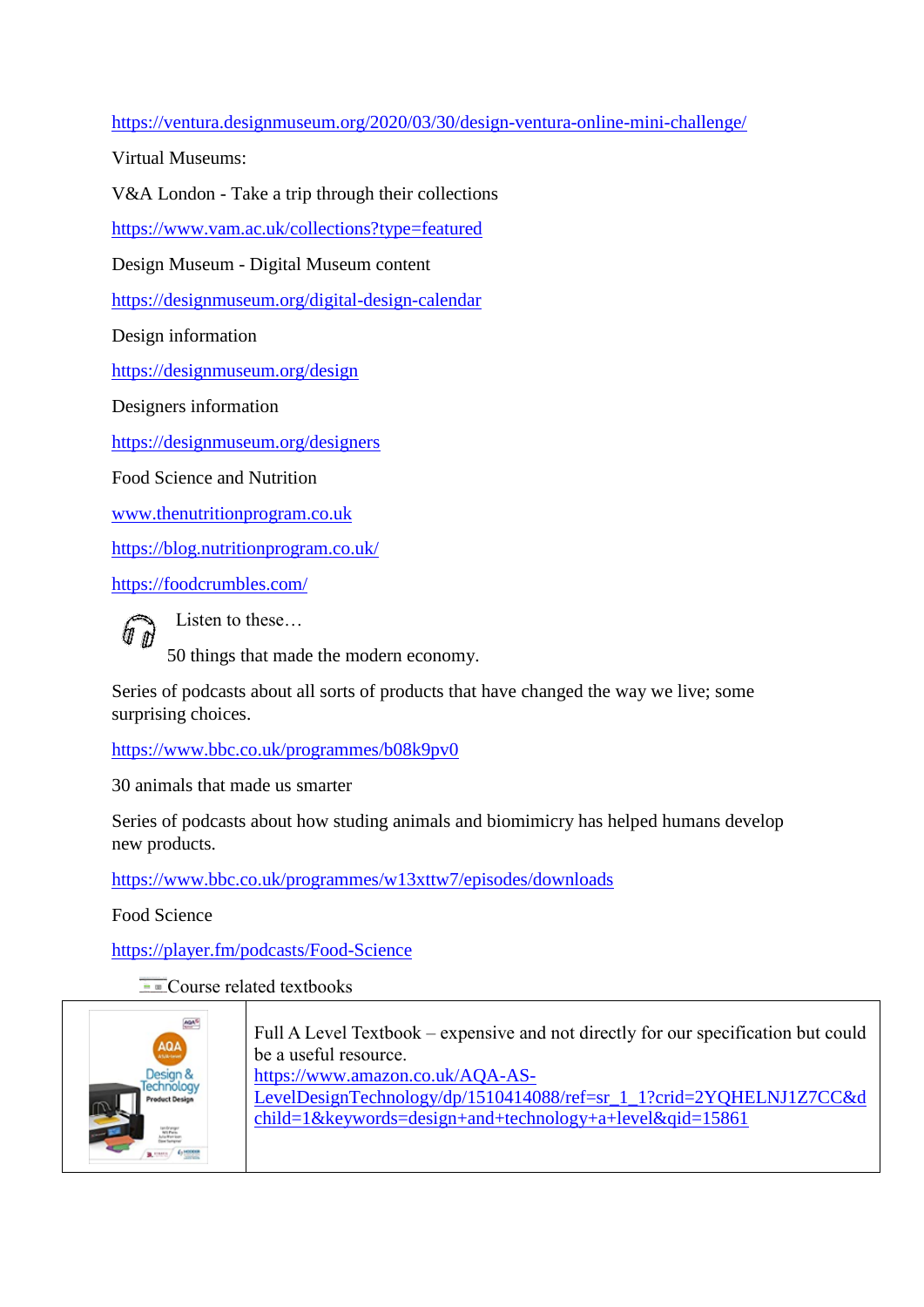https://ventura.designmuseum.org/2020/03/30/design-ventura-online-mini-challenge/

Virtual Museums:

V&A London - Take a trip through their collections

https://www.vam.ac.uk/collections?type=featured

Design Museum - Digital Museum content

https://designmuseum.org/digital-design-calendar

Design information

https://designmuseum.org/design

Designers information

https://designmuseum.org/designers

Food Science and Nutrition

www.thenutritionprogram.co.uk

https://blog.nutritionprogram.co.uk/

https://foodcrumbles.com/

Listen to these…

50 things that made the modern economy.

Series of podcasts about all sorts of products that have changed the way we live; some surprising choices.

https://www.bbc.co.uk/programmes/b08k9pv0

30 animals that made us smarter

Series of podcasts about how studing animals and biomimicry has helped humans develop new products.

https://www.bbc.co.uk/programmes/w13xttw7/episodes/downloads

Food Science

https://player.fm/podcasts/Food-Science

Course related textbooks

| | |
|---|---|
| | Full A Level Textbook – expensive and not directly for our specification but could be a useful resource. https://www.amazon.co.uk/AQA-AS-LevelDesignTechnology/dp/1510414088/ref=sr_1_1?crid=2YQHELNJ1Z7CC&dchild=1&keywords=design+and+technology+a+level&qid=15861 |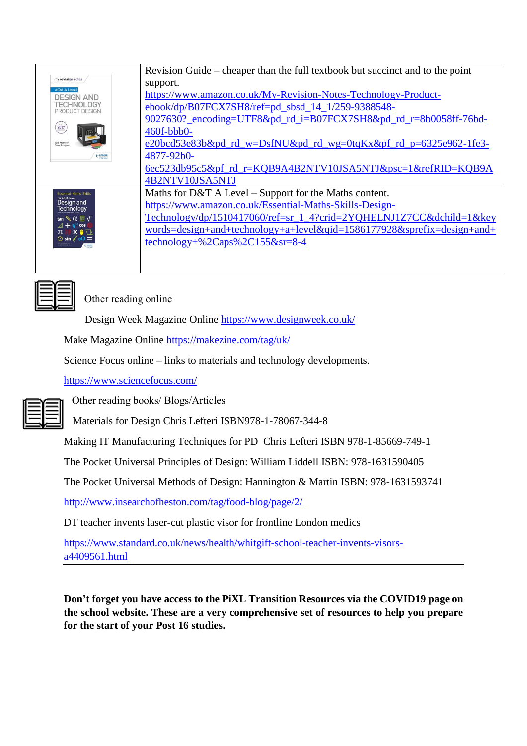| | |
|---|---|
| | Revision Guide – cheaper than the full textbook but succinct and to the point support. https://www.amazon.co.uk/My-Revision-Notes-Technology-Product-ebook/dp/B07FCX7SH8/ref=pd_sbsd_14_1/259-9388548-9027630?_encoding=UTF8&pd_rd_i=B07FCX7SH8&pd_rd_r=8b0058ff-76bd-460f-bbb0-e20bcd53e83b&pd_rd_w=DsfNU&pd_rd_wg=0tqKx&pf_rd_p=6325e962-1fe3-4877-92b0-6ec523db95c5&pf_rd_r=KQB9A4B2NTV10JSA5NTJ&psc=1&refRID=KQB9A4B2NTV10JSA5NTJ |
| | Maths for D&T A Level – Support for the Maths content. https://www.amazon.co.uk/Essential-Maths-Skills-Design-Technology/dp/1510417060/ref=sr_1_4?crid=2YQHELNJ1Z7CC&dchild=1&keywords=design+and+technology+a+level&qid=1586177928&sprefix=design+and+technology+%2Caps%2C155&sr=8-4 |

Other reading online

Design Week Magazine Online https://www.designweek.co.uk/

Make Magazine Online https://makezine.com/tag/uk/

Science Focus online – links to materials and technology developments.

https://www.sciencefocus.com/

Other reading books/ Blogs/Articles

Materials for Design Chris Lefteri ISBN978-1-78067-344-8

Making IT Manufacturing Techniques for PD Chris Lefteri ISBN 978-1-85669-749-1

The Pocket Universal Principles of Design: William Liddell ISBN: 978-1631590405

The Pocket Universal Methods of Design: Hannington & Martin ISBN: 978-1631593741

http://www.insearchofheston.com/tag/food-blog/page/2/

DT teacher invents laser-cut plastic visor for frontline London medics

https://www.standard.co.uk/news/health/whitgift-school-teacher-invents-visors-a4409561.html

---

**Don't forget you have access to the PiXL Transition Resources via the COVID19 page on the school website. These are a very comprehensive set of resources to help you prepare for the start of your Post 16 studies.**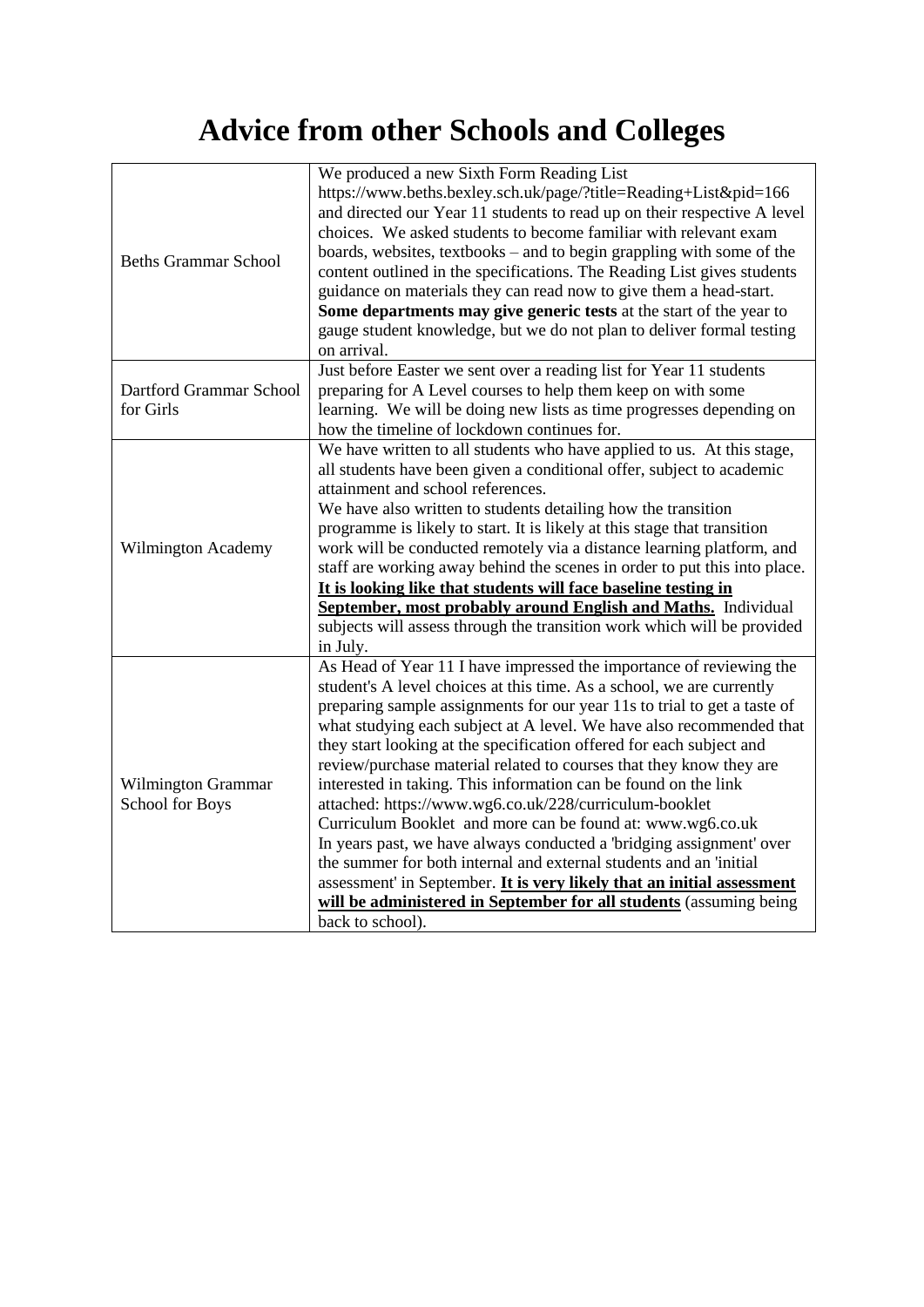# Advice from other Schools and Colleges

| | |
|---|---|
| Beths Grammar School | We produced a new Sixth Form Reading List https://www.beths.bexley.sch.uk/page/?title=Reading+List&pid=166 and directed our Year 11 students to read up on their respective A level choices. We asked students to become familiar with relevant exam boards, websites, textbooks – and to begin grappling with some of the content outlined in the specifications. The Reading List gives students guidance on materials they can read now to give them a head-start. **Some departments may give generic tests** at the start of the year to gauge student knowledge, but we do not plan to deliver formal testing on arrival. |
| Dartford Grammar School for Girls | Just before Easter we sent over a reading list for Year 11 students preparing for A Level courses to help them keep on with some learning. We will be doing new lists as time progresses depending on how the timeline of lockdown continues for. |
| Wilmington Academy | We have written to all students who have applied to us. At this stage, all students have been given a conditional offer, subject to academic attainment and school references.<br>We have also written to students detailing how the transition programme is likely to start. It is likely at this stage that transition work will be conducted remotely via a distance learning platform, and staff are working away behind the scenes in order to put this into place. <u>**It is looking like that students will face baseline testing in September, most probably around English and Maths.**</u> Individual subjects will assess through the transition work which will be provided in July. |
| Wilmington Grammar School for Boys | As Head of Year 11 I have impressed the importance of reviewing the student's A level choices at this time. As a school, we are currently preparing sample assignments for our year 11s to trial to get a taste of what studying each subject at A level. We have also recommended that they start looking at the specification offered for each subject and review/purchase material related to courses that they know they are interested in taking. This information can be found on the link attached: https://www.wg6.co.uk/228/curriculum-booklet Curriculum Booklet and more can be found at: www.wg6.co.uk<br>In years past, we have always conducted a 'bridging assignment' over the summer for both internal and external students and an 'initial assessment' in September. <u>**It is very likely that an initial assessment will be administered in September for all students**</u> (assuming being back to school). |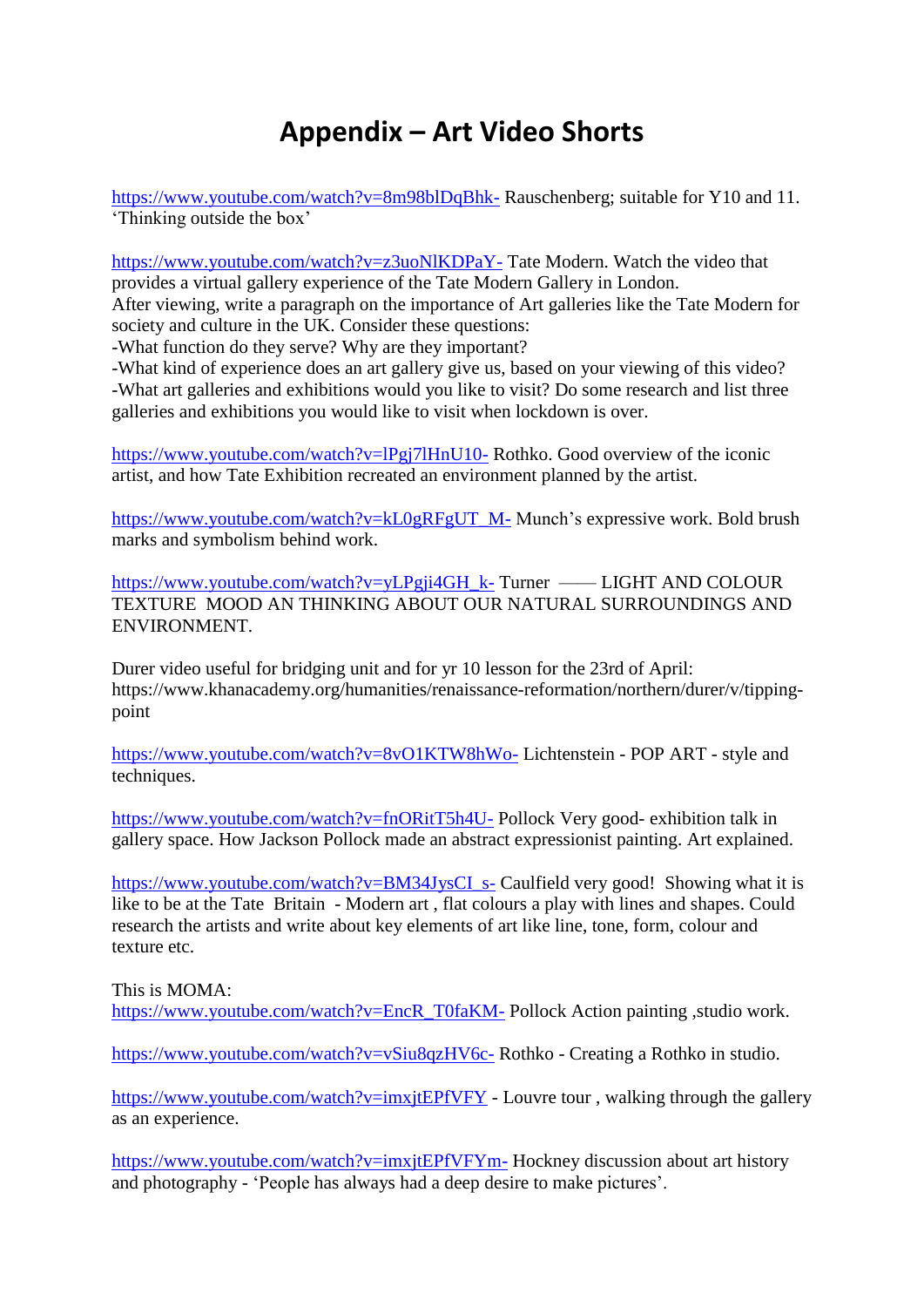# Appendix – Art Video Shorts

https://www.youtube.com/watch?v=8m98blDqBhk- Rauschenberg; suitable for Y10 and 11. 'Thinking outside the box'

https://www.youtube.com/watch?v=z3uoNlKDPaY- Tate Modern. Watch the video that provides a virtual gallery experience of the Tate Modern Gallery in London.
After viewing, write a paragraph on the importance of Art galleries like the Tate Modern for society and culture in the UK. Consider these questions:
-What function do they serve? Why are they important?
-What kind of experience does an art gallery give us, based on your viewing of this video?
-What art galleries and exhibitions would you like to visit? Do some research and list three galleries and exhibitions you would like to visit when lockdown is over.

https://www.youtube.com/watch?v=lPgj7lHnU10- Rothko. Good overview of the iconic artist, and how Tate Exhibition recreated an environment planned by the artist.

https://www.youtube.com/watch?v=kL0gRFgUT_M- Munch's expressive work. Bold brush marks and symbolism behind work.

https://www.youtube.com/watch?v=yLPgji4GH_k- Turner —— LIGHT AND COLOUR TEXTURE MOOD AN THINKING ABOUT OUR NATURAL SURROUNDINGS AND ENVIRONMENT.

Durer video useful for bridging unit and for yr 10 lesson for the 23rd of April: https://www.khanacademy.org/humanities/renaissance-reformation/northern/durer/v/tipping-point

https://www.youtube.com/watch?v=8vO1KTW8hWo- Lichtenstein - POP ART - style and techniques.

https://www.youtube.com/watch?v=fnORitT5h4U- Pollock Very good- exhibition talk in gallery space. How Jackson Pollock made an abstract expressionist painting. Art explained.

https://www.youtube.com/watch?v=BM34JysCI_s- Caulfield very good! Showing what it is like to be at the Tate Britain - Modern art , flat colours a play with lines and shapes. Could research the artists and write about key elements of art like line, tone, form, colour and texture etc.

This is MOMA:
https://www.youtube.com/watch?v=EncR_T0faKM- Pollock Action painting ,studio work.

https://www.youtube.com/watch?v=vSiu8qzHV6c- Rothko - Creating a Rothko in studio.

https://www.youtube.com/watch?v=imxjtEPfVFY - Louvre tour , walking through the gallery as an experience.

https://www.youtube.com/watch?v=imxjtEPfVFYm- Hockney discussion about art history and photography - 'People has always had a deep desire to make pictures'.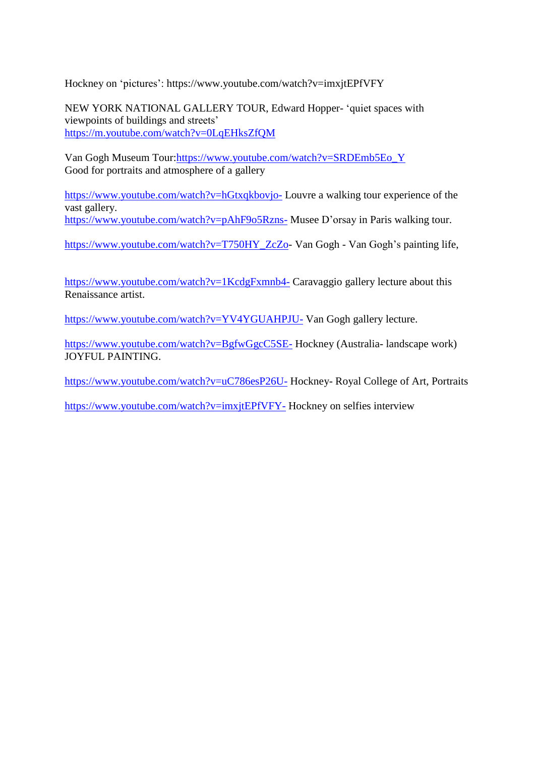Hockney on 'pictures': https://www.youtube.com/watch?v=imxjtEPfVFY

NEW YORK NATIONAL GALLERY TOUR, Edward Hopper- 'quiet spaces with viewpoints of buildings and streets'
https://m.youtube.com/watch?v=0LqEHksZfQM

Van Gogh Museum Tour:https://www.youtube.com/watch?v=SRDEmb5Eo_Y
Good for portraits and atmosphere of a gallery

https://www.youtube.com/watch?v=hGtxqkbovjo- Louvre a walking tour experience of the vast gallery.
https://www.youtube.com/watch?v=pAhF9o5Rzns- Musee D'orsay in Paris walking tour.

https://www.youtube.com/watch?v=T750HY_ZcZo- Van Gogh - Van Gogh's painting life,

https://www.youtube.com/watch?v=1KcdgFxmnb4- Caravaggio gallery lecture about this Renaissance artist.

https://www.youtube.com/watch?v=YV4YGUAHPJU- Van Gogh gallery lecture.

https://www.youtube.com/watch?v=BgfwGgcC5SE- Hockney (Australia- landscape work) JOYFUL PAINTING.

https://www.youtube.com/watch?v=uC786esP26U- Hockney- Royal College of Art, Portraits

https://www.youtube.com/watch?v=imxjtEPfVFY- Hockney on selfies interview